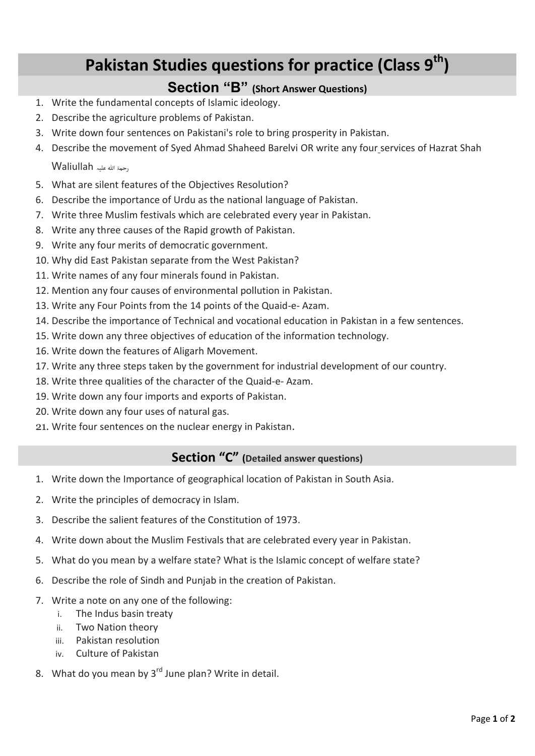# Pakistan Studies questions for practice (Class 9th)

## Section "B" (Short Answer Questions)

1. Write the fundamental concepts of Islamic ideology.
2. Describe the agriculture problems of Pakistan.
3. Write down four sentences on Pakistani's role to bring prosperity in Pakistan.
4. Describe the movement of Syed Ahmad Shaheed Barelvi OR write any four services of Hazrat Shah Waliullah رحمۃ اللہ علیہ
5. What are silent features of the Objectives Resolution?
6. Describe the importance of Urdu as the national language of Pakistan.
7. Write three Muslim festivals which are celebrated every year in Pakistan.
8. Write any three causes of the Rapid growth of Pakistan.
9. Write any four merits of democratic government.
10. Why did East Pakistan separate from the West Pakistan?
11. Write names of any four minerals found in Pakistan.
12. Mention any four causes of environmental pollution in Pakistan.
13. Write any Four Points from the 14 points of the Quaid-e- Azam.
14. Describe the importance of Technical and vocational education in Pakistan in a few sentences.
15. Write down any three objectives of education of the information technology.
16. Write down the features of Aligarh Movement.
17. Write any three steps taken by the government for industrial development of our country.
18. Write three qualities of the character of the Quaid-e- Azam.
19. Write down any four imports and exports of Pakistan.
20. Write down any four uses of natural gas.
21. Write four sentences on the nuclear energy in Pakistan.

## Section "C" (Detailed answer questions)

1. Write down the Importance of geographical location of Pakistan in South Asia.
2. Write the principles of democracy in Islam.
3. Describe the salient features of the Constitution of 1973.
4. Write down about the Muslim Festivals that are celebrated every year in Pakistan.
5. What do you mean by a welfare state? What is the Islamic concept of welfare state?
6. Describe the role of Sindh and Punjab in the creation of Pakistan.
7. Write a note on any one of the following:
   i. The Indus basin treaty
   ii. Two Nation theory
   iii. Pakistan resolution
   iv. Culture of Pakistan
8. What do you mean by 3rd June plan? Write in detail.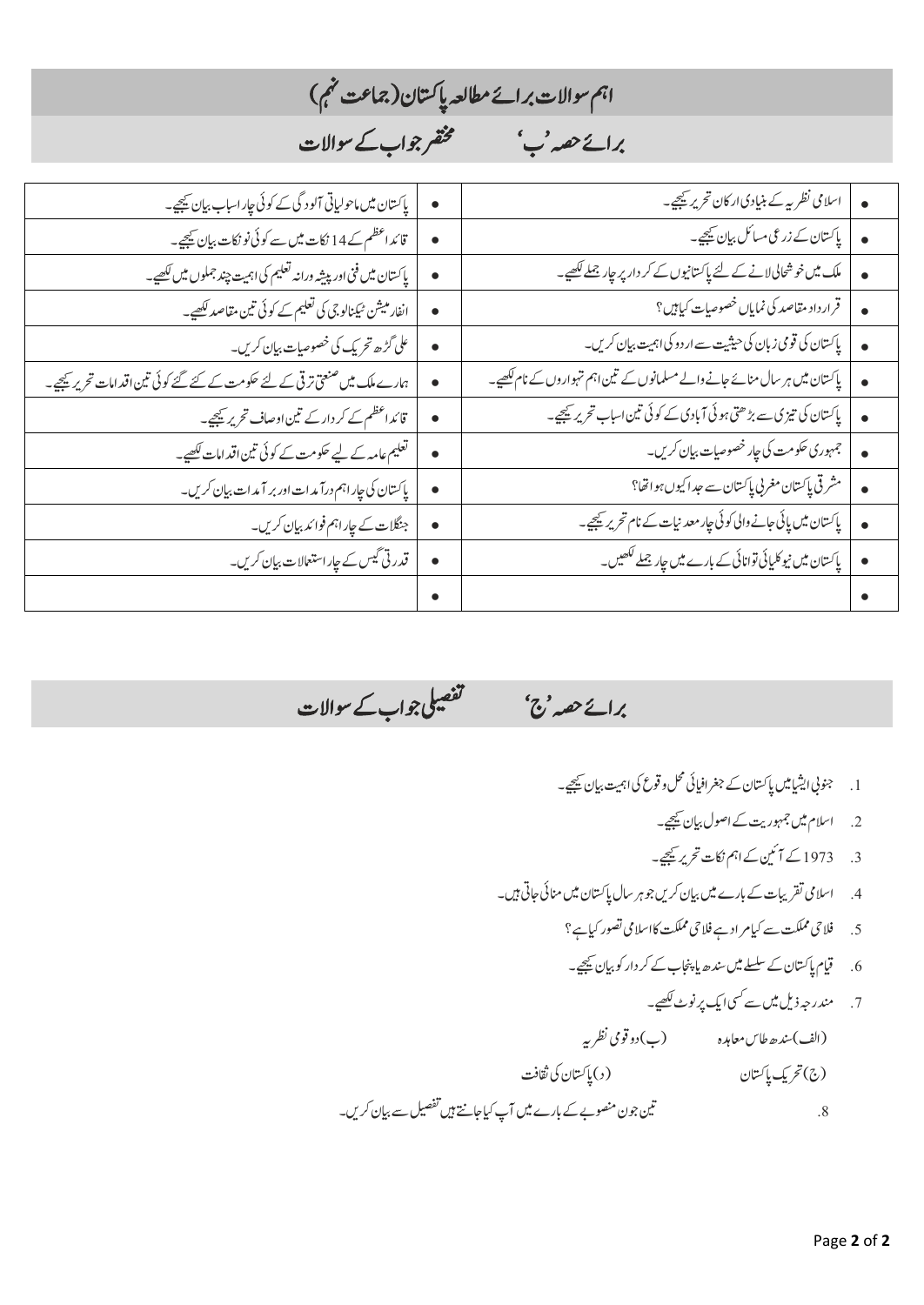# اہم سوالات برائے مطالعہ پاکستان (جماعت نہم)

## برائے حصہ 'ب' مختصر جواب کے سوالات

| | |
|---|---|
| اسلامی نظریہ کے بنیادی ارکان تحریر کیجیے۔ | پاکستان میں ماحولیاتی آلودگی کے کوئی چار اسباب بیان کیجیے۔ |
| پاکستان کے زرعی مسائل بیان کیجیے۔ | قائد اعظم کے 14 نکات میں سے کوئی نو نکات بیان کیجیے۔ |
| ملک میں خوشحالی لانے کے لئے پاکستانیوں کے کردار پر چار جملے لکھیے۔ | پاکستان میں فنی اور پیشہ ورانہ تعلیم کی اہمیت چند جملوں میں لکھیے۔ |
| قرارداد مقاصد کی نمایاں خصوصیات کیا ہیں؟ | انفارمیشن ٹیکنالوجی کی تعلیم کے کوئی تین مقاصد لکھیے۔ |
| پاکستان کی قومی زبان کی حیثیت سے اردو کی اہمیت بیان کریں۔ | علی گڑھ تحریک کی خصوصیات بیان کریں۔ |
| پاکستان میں ہر سال منائے جانے والے مسلمانوں کے تین اہم تہواروں کے نام لکھیے۔ | ہمارے ملک میں صنعتی ترقی کے لئے حکومت کے کئے گئے کوئی تین اقدامات تحریر کیجیے۔ |
| پاکستان کی تیزی سے بڑھتی ہوئی آبادی کے کوئی تین اسباب تحریر کیجیے۔ | قائد اعظم کے کردار کے تین اوصاف تحریر کیجیے۔ |
| جمہوری حکومت کی چار خصوصیات بیان کریں۔ | تعلیم عامہ کے لیے حکومت کے کوئی تین اقدامات لکھیے۔ |
| مشرقی پاکستان مغربی پاکستان سے جدا کیوں ہوا تھا؟ | پاکستان کی چار اہم درآمدات اور برآمدات بیان کریں۔ |
| پاکستان میں پائی جانے والی کوئی چار معدنیات کے نام تحریر کیجیے۔ | جنگلات کے چار اہم فوائد بیان کریں۔ |
| پاکستان میں نیوکلیائی توانائی کے بارے میں چار جملے لکھیں۔ | قدرتی گیس کے چار استعمالات بیان کریں۔ |
| | |

## برائے حصہ 'ج' تفصیلی جواب کے سوالات

1. جنوبی ایشیا میں پاکستان کے جغرافیائی محل وقوع کی اہمیت بیان کیجیے۔
2. اسلام میں جمہوریت کے اصول بیان کیجیے۔
3. 1973 کے آئین کے اہم نکات تحریر کیجیے۔
4. اسلامی تقریبات کے بارے میں بیان کریں جو ہر سال پاکستان میں منائی جاتی ہیں۔
5. فلاحی مملکت سے کیا مراد ہے فلاحی مملکت کا اسلامی تصور کیا ہے؟
6. قیام پاکستان کے سلسلے میں سندھ یا پنجاب کے کردار کو بیان کیجیے۔
7. مندرجہ ذیل میں سے کسی ایک پر نوٹ لکھیے۔
   (الف) سندھ طاس معاہدہ (ب) دو قومی نظریہ
   (ج) تحریک پاکستان (د) پاکستان کی ثقافت
8. تین جون منصوبے کے بارے میں آپ کیا جانتے ہیں تفصیل سے بیان کریں۔